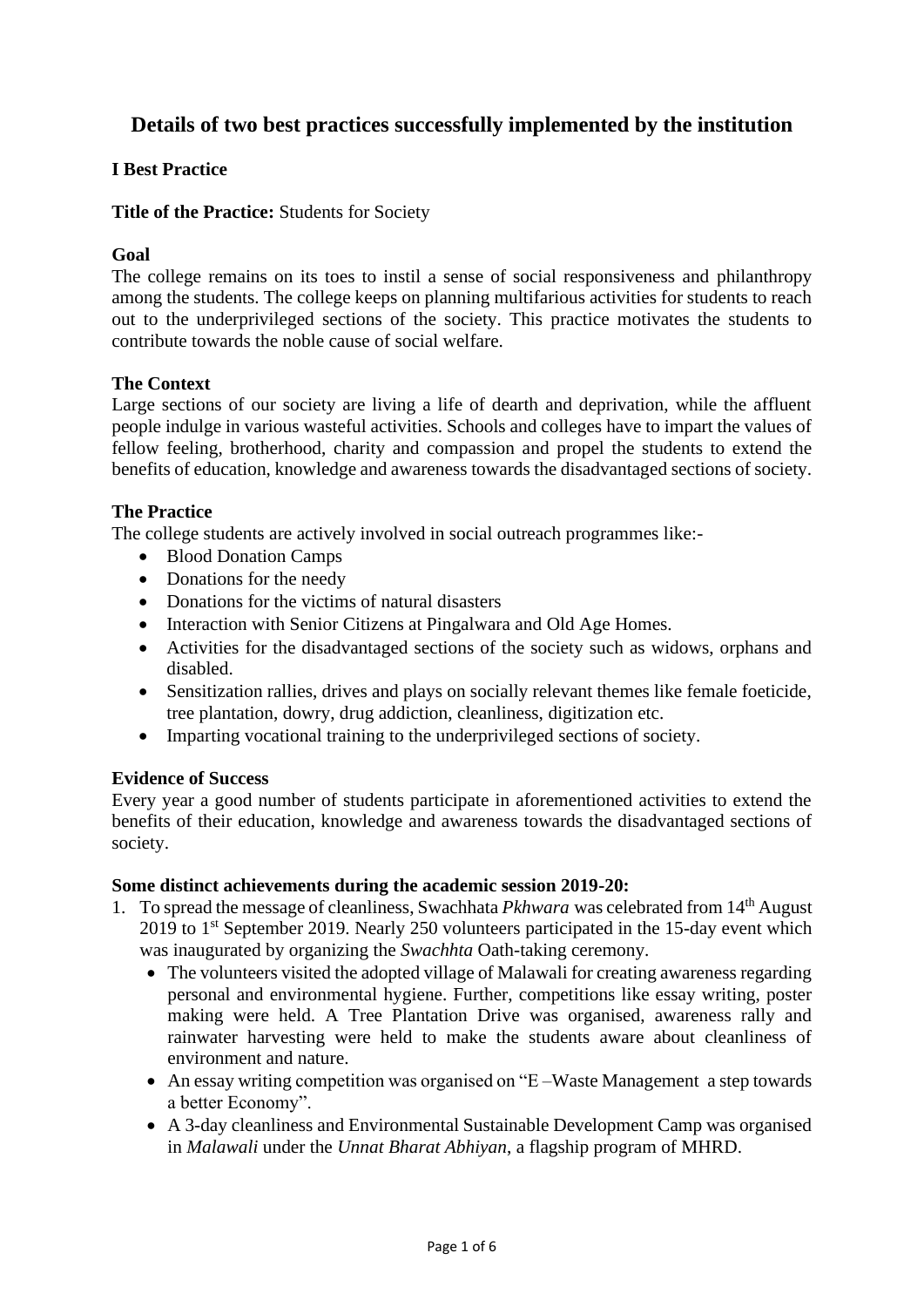# Details of two best practices successfully implemented by the institution

## I Best Practice

**Title of the Practice:** Students for Society

### Goal

The college remains on its toes to instil a sense of social responsiveness and philanthropy among the students. The college keeps on planning multifarious activities for students to reach out to the underprivileged sections of the society. This practice motivates the students to contribute towards the noble cause of social welfare.

### The Context

Large sections of our society are living a life of dearth and deprivation, while the affluent people indulge in various wasteful activities. Schools and colleges have to impart the values of fellow feeling, brotherhood, charity and compassion and propel the students to extend the benefits of education, knowledge and awareness towards the disadvantaged sections of society.

### The Practice

The college students are actively involved in social outreach programmes like:-

- Blood Donation Camps
- Donations for the needy
- Donations for the victims of natural disasters
- Interaction with Senior Citizens at Pingalwara and Old Age Homes.
- Activities for the disadvantaged sections of the society such as widows, orphans and disabled.
- Sensitization rallies, drives and plays on socially relevant themes like female foeticide, tree plantation, dowry, drug addiction, cleanliness, digitization etc.
- Imparting vocational training to the underprivileged sections of society.

### Evidence of Success

Every year a good number of students participate in aforementioned activities to extend the benefits of their education, knowledge and awareness towards the disadvantaged sections of society.

**Some distinct achievements during the academic session 2019-20:**

1. To spread the message of cleanliness, Swachhata *Pkhwara* was celebrated from 14th August 2019 to 1st September 2019. Nearly 250 volunteers participated in the 15-day event which was inaugurated by organizing the *Swachhta* Oath-taking ceremony.
   - The volunteers visited the adopted village of Malawali for creating awareness regarding personal and environmental hygiene. Further, competitions like essay writing, poster making were held. A Tree Plantation Drive was organised, awareness rally and rainwater harvesting were held to make the students aware about cleanliness of environment and nature.
   - An essay writing competition was organised on "E –Waste Management a step towards a better Economy".
   - A 3-day cleanliness and Environmental Sustainable Development Camp was organised in *Malawali* under the *Unnat Bharat Abhiyan*, a flagship program of MHRD.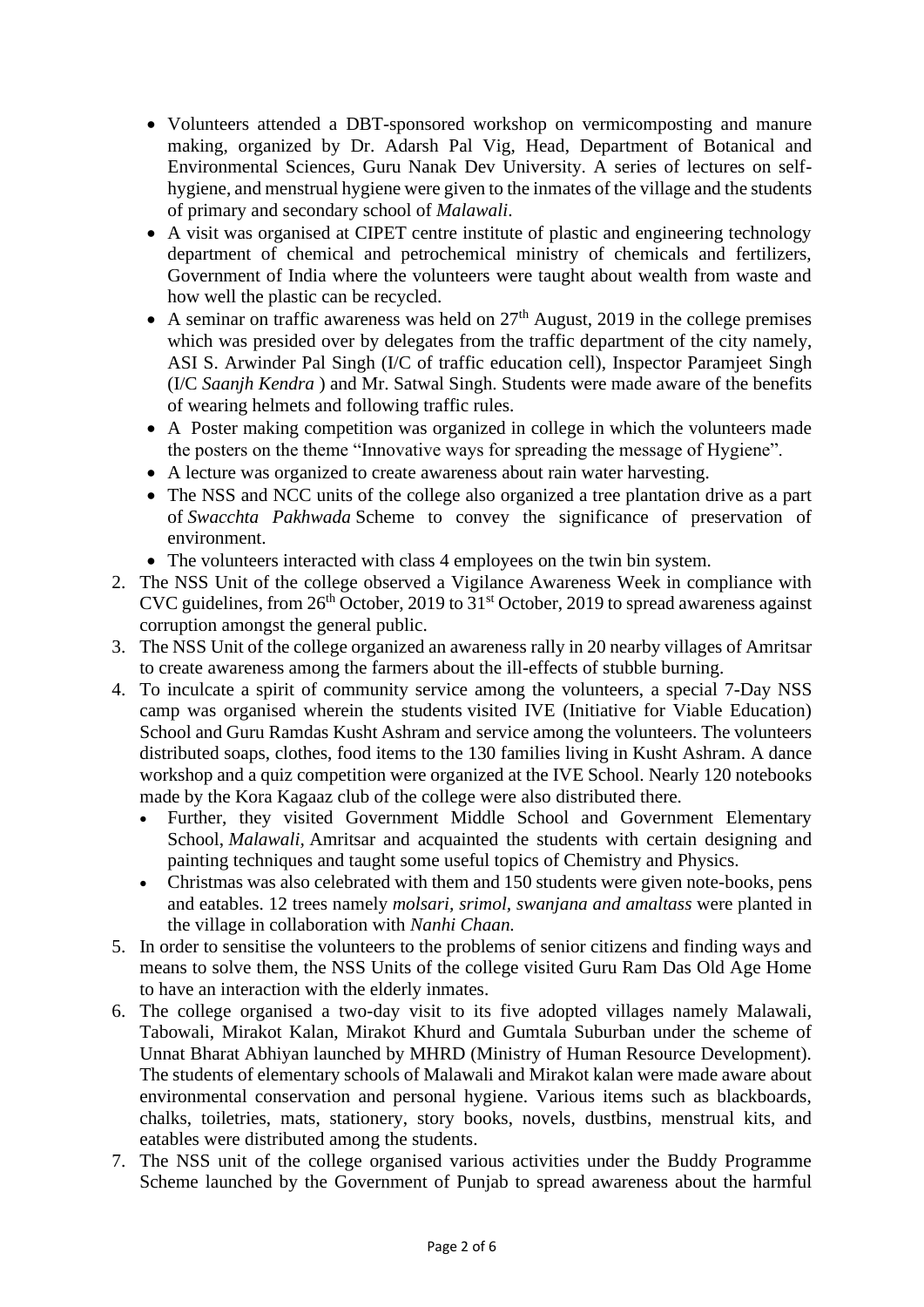- Volunteers attended a DBT-sponsored workshop on vermicomposting and manure making, organized by Dr. Adarsh Pal Vig, Head, Department of Botanical and Environmental Sciences, Guru Nanak Dev University. A series of lectures on self-hygiene, and menstrual hygiene were given to the inmates of the village and the students of primary and secondary school of *Malawali*.
- A visit was organised at CIPET centre institute of plastic and engineering technology department of chemical and petrochemical ministry of chemicals and fertilizers, Government of India where the volunteers were taught about wealth from waste and how well the plastic can be recycled.
- A seminar on traffic awareness was held on 27th August, 2019 in the college premises which was presided over by delegates from the traffic department of the city namely, ASI S. Arwinder Pal Singh (I/C of traffic education cell), Inspector Paramjeet Singh (I/C *Saanjh Kendra* ) and Mr. Satwal Singh. Students were made aware of the benefits of wearing helmets and following traffic rules.
- A Poster making competition was organized in college in which the volunteers made the posters on the theme "Innovative ways for spreading the message of Hygiene".
- A lecture was organized to create awareness about rain water harvesting.
- The NSS and NCC units of the college also organized a tree plantation drive as a part of *Swacchta Pakhwada* Scheme to convey the significance of preservation of environment.
- The volunteers interacted with class 4 employees on the twin bin system.

2. The NSS Unit of the college observed a Vigilance Awareness Week in compliance with CVC guidelines, from 26th October, 2019 to 31st October, 2019 to spread awareness against corruption amongst the general public.
3. The NSS Unit of the college organized an awareness rally in 20 nearby villages of Amritsar to create awareness among the farmers about the ill-effects of stubble burning.
4. To inculcate a spirit of community service among the volunteers, a special 7-Day NSS camp was organised wherein the students visited IVE (Initiative for Viable Education) School and Guru Ramdas Kusht Ashram and service among the volunteers. The volunteers distributed soaps, clothes, food items to the 130 families living in Kusht Ashram. A dance workshop and a quiz competition were organized at the IVE School. Nearly 120 notebooks made by the Kora Kagaaz club of the college were also distributed there.
   - Further, they visited Government Middle School and Government Elementary School, *Malawali*, Amritsar and acquainted the students with certain designing and painting techniques and taught some useful topics of Chemistry and Physics.
   - Christmas was also celebrated with them and 150 students were given note-books, pens and eatables. 12 trees namely *molsari, srimol, swanjana and amaltass* were planted in the village in collaboration with *Nanhi Chaan.*
5. In order to sensitise the volunteers to the problems of senior citizens and finding ways and means to solve them, the NSS Units of the college visited Guru Ram Das Old Age Home to have an interaction with the elderly inmates.
6. The college organised a two-day visit to its five adopted villages namely Malawali, Tabowali, Mirakot Kalan, Mirakot Khurd and Gumtala Suburban under the scheme of Unnat Bharat Abhiyan launched by MHRD (Ministry of Human Resource Development). The students of elementary schools of Malawali and Mirakot kalan were made aware about environmental conservation and personal hygiene. Various items such as blackboards, chalks, toiletries, mats, stationery, story books, novels, dustbins, menstrual kits, and eatables were distributed among the students.
7. The NSS unit of the college organised various activities under the Buddy Programme Scheme launched by the Government of Punjab to spread awareness about the harmful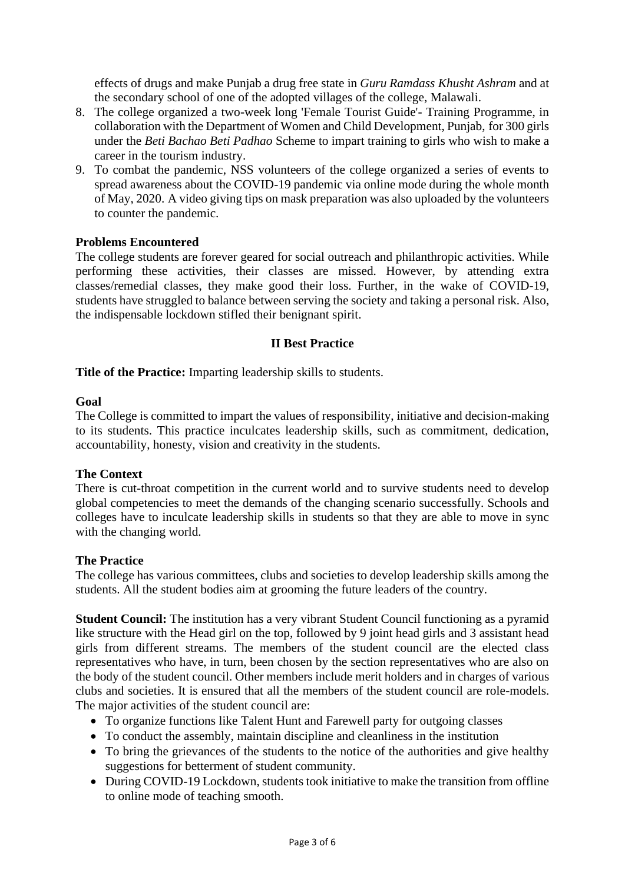effects of drugs and make Punjab a drug free state in *Guru Ramdass Khusht Ashram* and at the secondary school of one of the adopted villages of the college, Malawali.

8. The college organized a two-week long 'Female Tourist Guide'- Training Programme, in collaboration with the Department of Women and Child Development, Punjab, for 300 girls under the *Beti Bachao Beti Padhao* Scheme to impart training to girls who wish to make a career in the tourism industry.
9. To combat the pandemic, NSS volunteers of the college organized a series of events to spread awareness about the COVID-19 pandemic via online mode during the whole month of May, 2020. A video giving tips on mask preparation was also uploaded by the volunteers to counter the pandemic.

**Problems Encountered**

The college students are forever geared for social outreach and philanthropic activities. While performing these activities, their classes are missed. However, by attending extra classes/remedial classes, they make good their loss. Further, in the wake of COVID-19, students have struggled to balance between serving the society and taking a personal risk. Also, the indispensable lockdown stifled their benignant spirit.

## II Best Practice

**Title of the Practice:** Imparting leadership skills to students.

**Goal**

The College is committed to impart the values of responsibility, initiative and decision-making to its students. This practice inculcates leadership skills, such as commitment, dedication, accountability, honesty, vision and creativity in the students.

**The Context**

There is cut-throat competition in the current world and to survive students need to develop global competencies to meet the demands of the changing scenario successfully. Schools and colleges have to inculcate leadership skills in students so that they are able to move in sync with the changing world.

**The Practice**

The college has various committees, clubs and societies to develop leadership skills among the students. All the student bodies aim at grooming the future leaders of the country.

**Student Council:** The institution has a very vibrant Student Council functioning as a pyramid like structure with the Head girl on the top, followed by 9 joint head girls and 3 assistant head girls from different streams. The members of the student council are the elected class representatives who have, in turn, been chosen by the section representatives who are also on the body of the student council. Other members include merit holders and in charges of various clubs and societies. It is ensured that all the members of the student council are role-models. The major activities of the student council are:

- To organize functions like Talent Hunt and Farewell party for outgoing classes
- To conduct the assembly, maintain discipline and cleanliness in the institution
- To bring the grievances of the students to the notice of the authorities and give healthy suggestions for betterment of student community.
- During COVID-19 Lockdown, students took initiative to make the transition from offline to online mode of teaching smooth.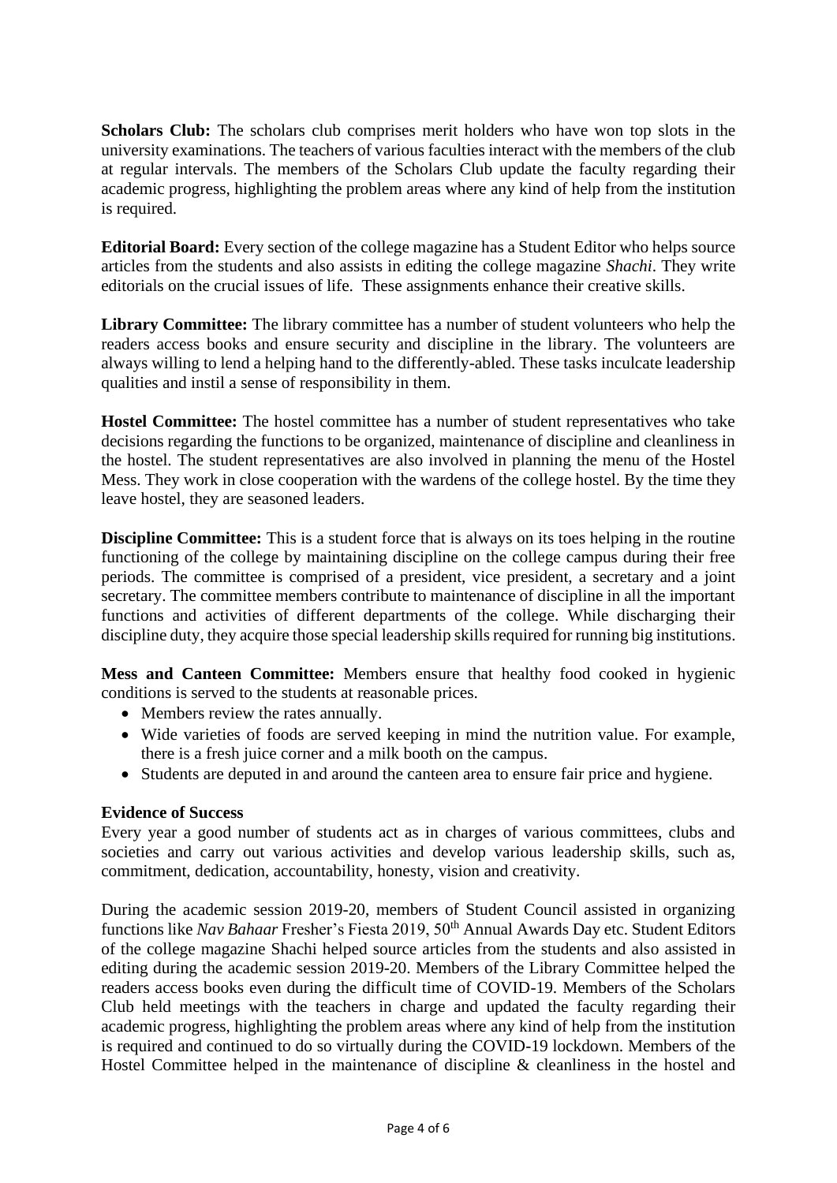**Scholars Club:** The scholars club comprises merit holders who have won top slots in the university examinations. The teachers of various faculties interact with the members of the club at regular intervals. The members of the Scholars Club update the faculty regarding their academic progress, highlighting the problem areas where any kind of help from the institution is required.

**Editorial Board:** Every section of the college magazine has a Student Editor who helps source articles from the students and also assists in editing the college magazine *Shachi*. They write editorials on the crucial issues of life. These assignments enhance their creative skills.

**Library Committee:** The library committee has a number of student volunteers who help the readers access books and ensure security and discipline in the library. The volunteers are always willing to lend a helping hand to the differently-abled. These tasks inculcate leadership qualities and instil a sense of responsibility in them.

**Hostel Committee:** The hostel committee has a number of student representatives who take decisions regarding the functions to be organized, maintenance of discipline and cleanliness in the hostel. The student representatives are also involved in planning the menu of the Hostel Mess. They work in close cooperation with the wardens of the college hostel. By the time they leave hostel, they are seasoned leaders.

**Discipline Committee:** This is a student force that is always on its toes helping in the routine functioning of the college by maintaining discipline on the college campus during their free periods. The committee is comprised of a president, vice president, a secretary and a joint secretary. The committee members contribute to maintenance of discipline in all the important functions and activities of different departments of the college. While discharging their discipline duty, they acquire those special leadership skills required for running big institutions.

**Mess and Canteen Committee:** Members ensure that healthy food cooked in hygienic conditions is served to the students at reasonable prices.

- Members review the rates annually.
- Wide varieties of foods are served keeping in mind the nutrition value. For example, there is a fresh juice corner and a milk booth on the campus.
- Students are deputed in and around the canteen area to ensure fair price and hygiene.

**Evidence of Success**

Every year a good number of students act as in charges of various committees, clubs and societies and carry out various activities and develop various leadership skills, such as, commitment, dedication, accountability, honesty, vision and creativity.

During the academic session 2019-20, members of Student Council assisted in organizing functions like *Nav Bahaar* Fresher's Fiesta 2019, 50th Annual Awards Day etc. Student Editors of the college magazine Shachi helped source articles from the students and also assisted in editing during the academic session 2019-20. Members of the Library Committee helped the readers access books even during the difficult time of COVID-19. Members of the Scholars Club held meetings with the teachers in charge and updated the faculty regarding their academic progress, highlighting the problem areas where any kind of help from the institution is required and continued to do so virtually during the COVID-19 lockdown. Members of the Hostel Committee helped in the maintenance of discipline & cleanliness in the hostel and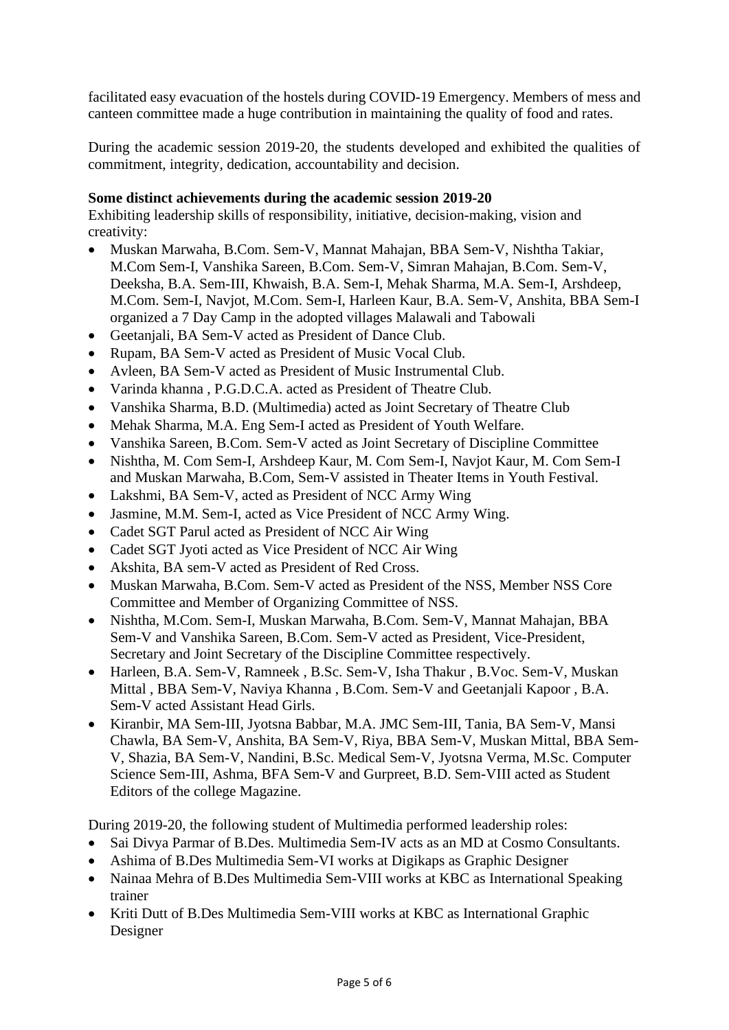facilitated easy evacuation of the hostels during COVID-19 Emergency. Members of mess and canteen committee made a huge contribution in maintaining the quality of food and rates.

During the academic session 2019-20, the students developed and exhibited the qualities of commitment, integrity, dedication, accountability and decision.

**Some distinct achievements during the academic session 2019-20**

Exhibiting leadership skills of responsibility, initiative, decision-making, vision and creativity:

- Muskan Marwaha, B.Com. Sem-V, Mannat Mahajan, BBA Sem-V, Nishtha Takiar, M.Com Sem-I, Vanshika Sareen, B.Com. Sem-V, Simran Mahajan, B.Com. Sem-V, Deeksha, B.A. Sem-III, Khwaish, B.A. Sem-I, Mehak Sharma, M.A. Sem-I, Arshdeep, M.Com. Sem-I, Navjot, M.Com. Sem-I, Harleen Kaur, B.A. Sem-V, Anshita, BBA Sem-I organized a 7 Day Camp in the adopted villages Malawali and Tabowali
- Geetanjali, BA Sem-V acted as President of Dance Club.
- Rupam, BA Sem-V acted as President of Music Vocal Club.
- Avleen, BA Sem-V acted as President of Music Instrumental Club.
- Varinda khanna , P.G.D.C.A. acted as President of Theatre Club.
- Vanshika Sharma, B.D. (Multimedia) acted as Joint Secretary of Theatre Club
- Mehak Sharma, M.A. Eng Sem-I acted as President of Youth Welfare.
- Vanshika Sareen, B.Com. Sem-V acted as Joint Secretary of Discipline Committee
- Nishtha, M. Com Sem-I, Arshdeep Kaur, M. Com Sem-I, Navjot Kaur, M. Com Sem-I and Muskan Marwaha, B.Com, Sem-V assisted in Theater Items in Youth Festival.
- Lakshmi, BA Sem-V, acted as President of NCC Army Wing
- Jasmine, M.M. Sem-I, acted as Vice President of NCC Army Wing.
- Cadet SGT Parul acted as President of NCC Air Wing
- Cadet SGT Jyoti acted as Vice President of NCC Air Wing
- Akshita, BA sem-V acted as President of Red Cross.
- Muskan Marwaha, B.Com. Sem-V acted as President of the NSS, Member NSS Core Committee and Member of Organizing Committee of NSS.
- Nishtha, M.Com. Sem-I, Muskan Marwaha, B.Com. Sem-V, Mannat Mahajan, BBA Sem-V and Vanshika Sareen, B.Com. Sem-V acted as President, Vice-President, Secretary and Joint Secretary of the Discipline Committee respectively.
- Harleen, B.A. Sem-V, Ramneek , B.Sc. Sem-V, Isha Thakur , B.Voc. Sem-V, Muskan Mittal , BBA Sem-V, Naviya Khanna , B.Com. Sem-V and Geetanjali Kapoor , B.A. Sem-V acted Assistant Head Girls.
- Kiranbir, MA Sem-III, Jyotsna Babbar, M.A. JMC Sem-III, Tania, BA Sem-V, Mansi Chawla, BA Sem-V, Anshita, BA Sem-V, Riya, BBA Sem-V, Muskan Mittal, BBA Sem-V, Shazia, BA Sem-V, Nandini, B.Sc. Medical Sem-V, Jyotsna Verma, M.Sc. Computer Science Sem-III, Ashma, BFA Sem-V and Gurpreet, B.D. Sem-VIII acted as Student Editors of the college Magazine.

During 2019-20, the following student of Multimedia performed leadership roles:

- Sai Divya Parmar of B.Des. Multimedia Sem-IV acts as an MD at Cosmo Consultants.
- Ashima of B.Des Multimedia Sem-VI works at Digikaps as Graphic Designer
- Nainaa Mehra of B.Des Multimedia Sem-VIII works at KBC as International Speaking trainer
- Kriti Dutt of B.Des Multimedia Sem-VIII works at KBC as International Graphic Designer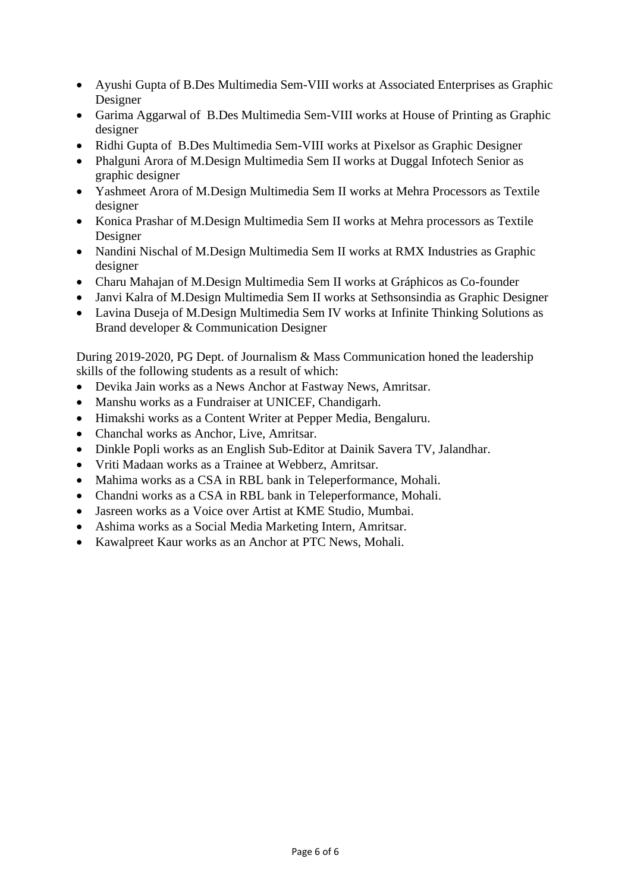- Ayushi Gupta of B.Des Multimedia Sem-VIII works at Associated Enterprises as Graphic Designer
- Garima Aggarwal of B.Des Multimedia Sem-VIII works at House of Printing as Graphic designer
- Ridhi Gupta of B.Des Multimedia Sem-VIII works at Pixelsor as Graphic Designer
- Phalguni Arora of M.Design Multimedia Sem II works at Duggal Infotech Senior as graphic designer
- Yashmeet Arora of M.Design Multimedia Sem II works at Mehra Processors as Textile designer
- Konica Prashar of M.Design Multimedia Sem II works at Mehra processors as Textile Designer
- Nandini Nischal of M.Design Multimedia Sem II works at RMX Industries as Graphic designer
- Charu Mahajan of M.Design Multimedia Sem II works at Gráphicos as Co-founder
- Janvi Kalra of M.Design Multimedia Sem II works at Sethsonsindia as Graphic Designer
- Lavina Duseja of M.Design Multimedia Sem IV works at Infinite Thinking Solutions as Brand developer & Communication Designer

During 2019-2020, PG Dept. of Journalism & Mass Communication honed the leadership skills of the following students as a result of which:

- Devika Jain works as a News Anchor at Fastway News, Amritsar.
- Manshu works as a Fundraiser at UNICEF, Chandigarh.
- Himakshi works as a Content Writer at Pepper Media, Bengaluru.
- Chanchal works as Anchor, Live, Amritsar.
- Dinkle Popli works as an English Sub-Editor at Dainik Savera TV, Jalandhar.
- Vriti Madaan works as a Trainee at Webberz, Amritsar.
- Mahima works as a CSA in RBL bank in Teleperformance, Mohali.
- Chandni works as a CSA in RBL bank in Teleperformance, Mohali.
- Jasreen works as a Voice over Artist at KME Studio, Mumbai.
- Ashima works as a Social Media Marketing Intern, Amritsar.
- Kawalpreet Kaur works as an Anchor at PTC News, Mohali.